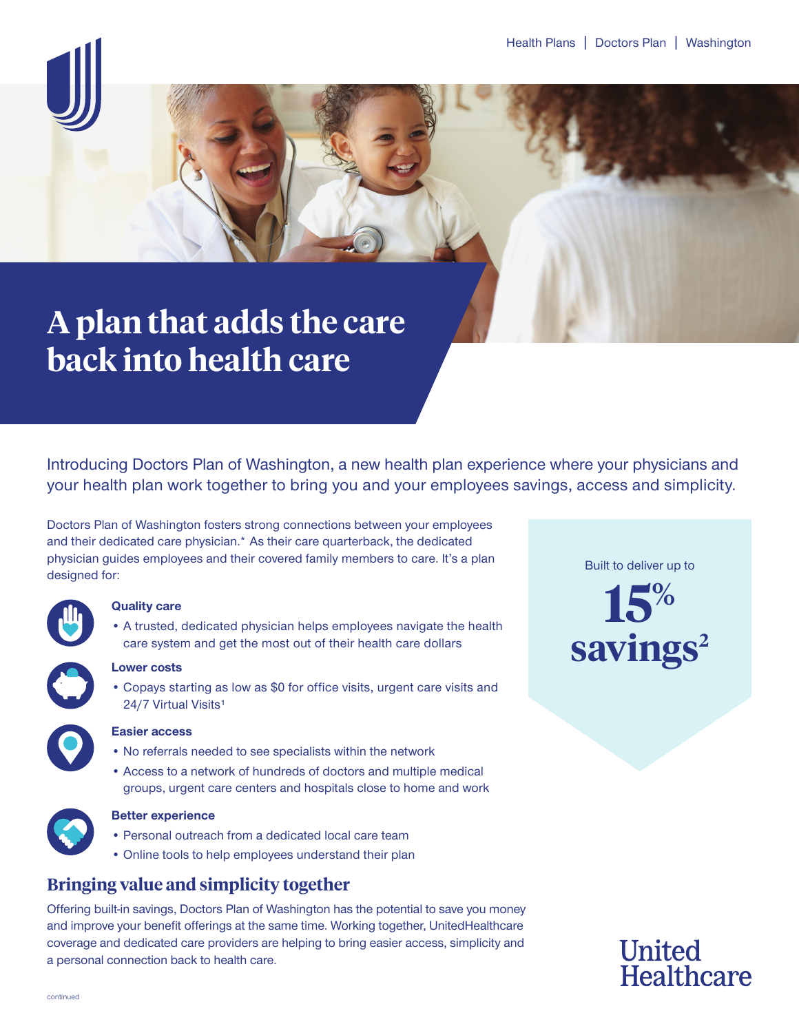Health Plans | Doctors Plan | Washington

# A plan that adds the care back into health care

Introducing Doctors Plan of Washington, a new health plan experience where your physicians and your health plan work together to bring you and your employees savings, access and simplicity.

Doctors Plan of Washington fosters strong connections between your employees and their dedicated care physician.* As their care quarterback, the dedicated physician guides employees and their covered family members to care. It's a plan designed for:

**Quality care**

- A trusted, dedicated physician helps employees navigate the health care system and get the most out of their health care dollars

**Lower costs**

- Copays starting as low as $0 for office visits, urgent care visits and 24/7 Virtual Visits[1]

**Easier access**

- No referrals needed to see specialists within the network
- Access to a network of hundreds of doctors and multiple medical groups, urgent care centers and hospitals close to home and work

**Better experience**

- Personal outreach from a dedicated local care team
- Online tools to help employees understand their plan

Built to deliver up to

**15% savings[2]**

## Bringing value and simplicity together

Offering built-in savings, Doctors Plan of Washington has the potential to save you money and improve your benefit offerings at the same time. Working together, UnitedHealthcare coverage and dedicated care providers are helping to bring easier access, simplicity and a personal connection back to health care.

United Healthcare

continued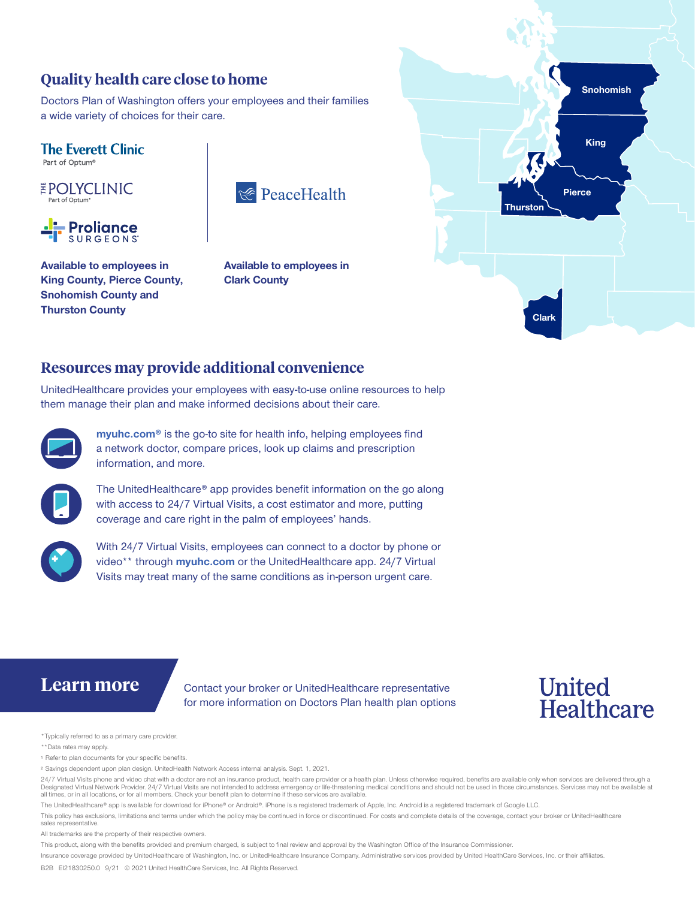## Quality health care close to home

Doctors Plan of Washington offers your employees and their families a wide variety of choices for their care.

The Everett Clinic
Part of Optum®

THE POLYCLINIC
Part of Optum®

Proliance SURGEONS

**Available to employees in King County, Pierce County, Snohomish County and Thurston County**

PeaceHealth

**Available to employees in Clark County**

Snohomish
King
Pierce
Thurston
Clark

## Resources may provide additional convenience

UnitedHealthcare provides your employees with easy-to-use online resources to help them manage their plan and make informed decisions about their care.

**myuhc.com**® is the go-to site for health info, helping employees find a network doctor, compare prices, look up claims and prescription information, and more.

The UnitedHealthcare® app provides benefit information on the go along with access to 24/7 Virtual Visits, a cost estimator and more, putting coverage and care right in the palm of employees' hands.

With 24/7 Virtual Visits, employees can connect to a doctor by phone or video** through **myuhc.com** or the UnitedHealthcare app. 24/7 Virtual Visits may treat many of the same conditions as in-person urgent care.

## Learn more

Contact your broker or UnitedHealthcare representative for more information on Doctors Plan health plan options

United Healthcare

*Typically referred to as a primary care provider.

**Data rates may apply.

[1] Refer to plan documents for your specific benefits.

[2] Savings dependent upon plan design. UnitedHealth Network Access internal analysis. Sept. 1, 2021.

24/7 Virtual Visits phone and video chat with a doctor are not an insurance product, health care provider or a health plan. Unless otherwise required, benefits are available only when services are delivered through a Designated Virtual Network Provider. 24/7 Virtual Visits are not intended to address emergency or life-threatening medical conditions and should not be used in those circumstances. Services may not be available at all times, or in all locations, or for all members. Check your benefit plan to determine if these services are available.

The UnitedHealthcare® app is available for download for iPhone® or Android®. iPhone is a registered trademark of Apple, Inc. Android is a registered trademark of Google LLC.

This policy has exclusions, limitations and terms under which the policy may be continued in force or discontinued. For costs and complete details of the coverage, contact your broker or UnitedHealthcare sales representative.

All trademarks are the property of their respective owners.

This product, along with the benefits provided and premium charged, is subject to final review and approval by the Washington Office of the Insurance Commissioner.

Insurance coverage provided by UnitedHealthcare of Washington, Inc. or UnitedHealthcare Insurance Company. Administrative services provided by United HealthCare Services, Inc. or their affiliates.

B2B EI21830250.0 9/21 © 2021 United HealthCare Services, Inc. All Rights Reserved.